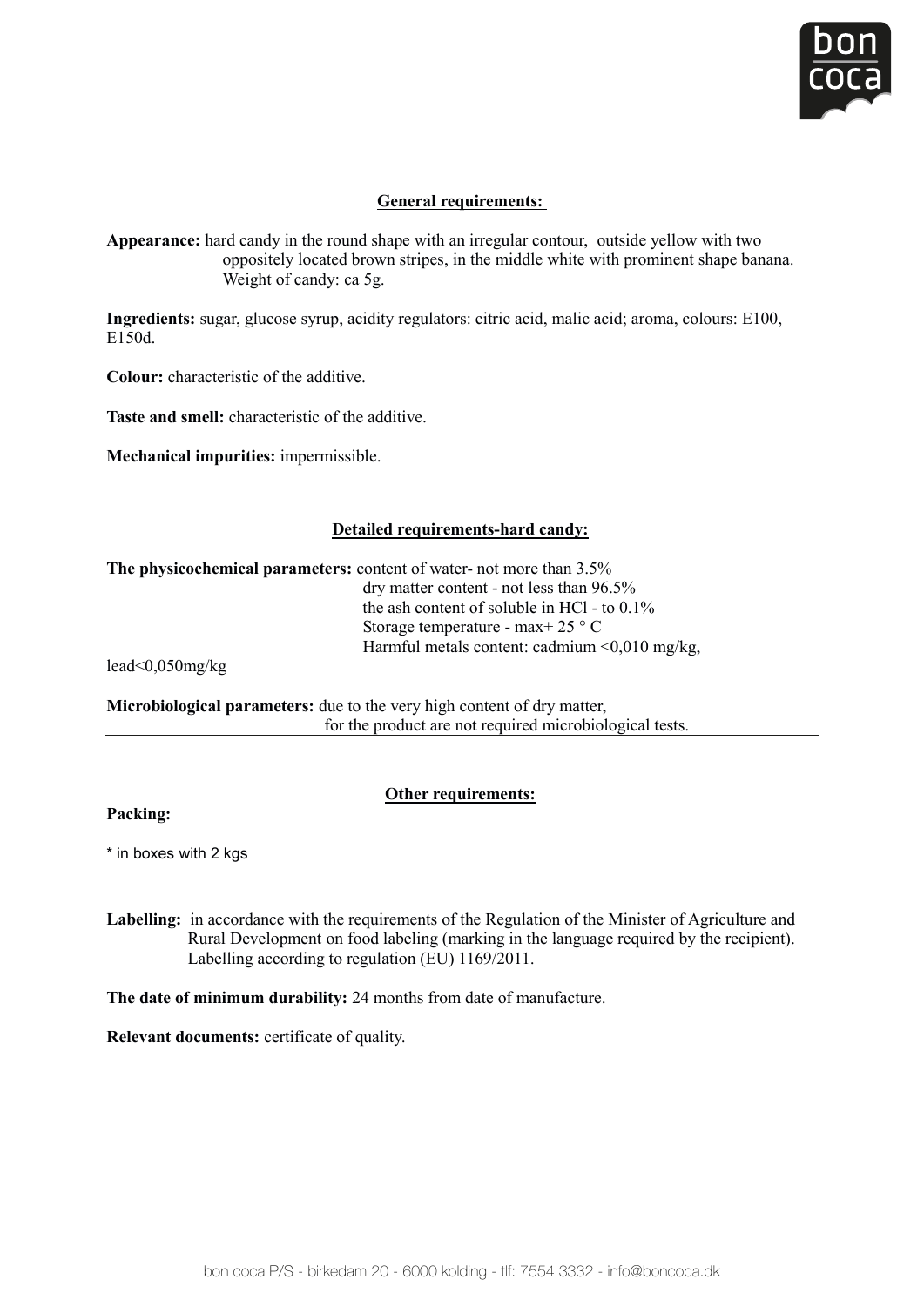## General requirements:

**Appearance:** hard candy in the round shape with an irregular contour, outside yellow with two oppositely located brown stripes, in the middle white with prominent shape banana. Weight of candy: ca 5g.

**Ingredients:** sugar, glucose syrup, acidity regulators: citric acid, malic acid; aroma, colours: E100, E150d.

**Colour:** characteristic of the additive.

**Taste and smell:** characteristic of the additive.

**Mechanical impurities:** impermissible.

## Detailed requirements-hard candy:

**The physicochemical parameters:** content of water- not more than 3.5%
dry matter content - not less than 96.5%
the ash content of soluble in HCl - to 0.1%
Storage temperature - max+ 25 ° C
Harmful metals content: cadmium <0,010 mg/kg,
lead<0,050mg/kg

**Microbiological parameters:** due to the very high content of dry matter, for the product are not required microbiological tests.

## Other requirements:

**Packing:**

* in boxes with 2 kgs

**Labelling:** in accordance with the requirements of the Regulation of the Minister of Agriculture and Rural Development on food labeling (marking in the language required by the recipient). Labelling according to regulation (EU) 1169/2011.

**The date of minimum durability:** 24 months from date of manufacture.

**Relevant documents:** certificate of quality.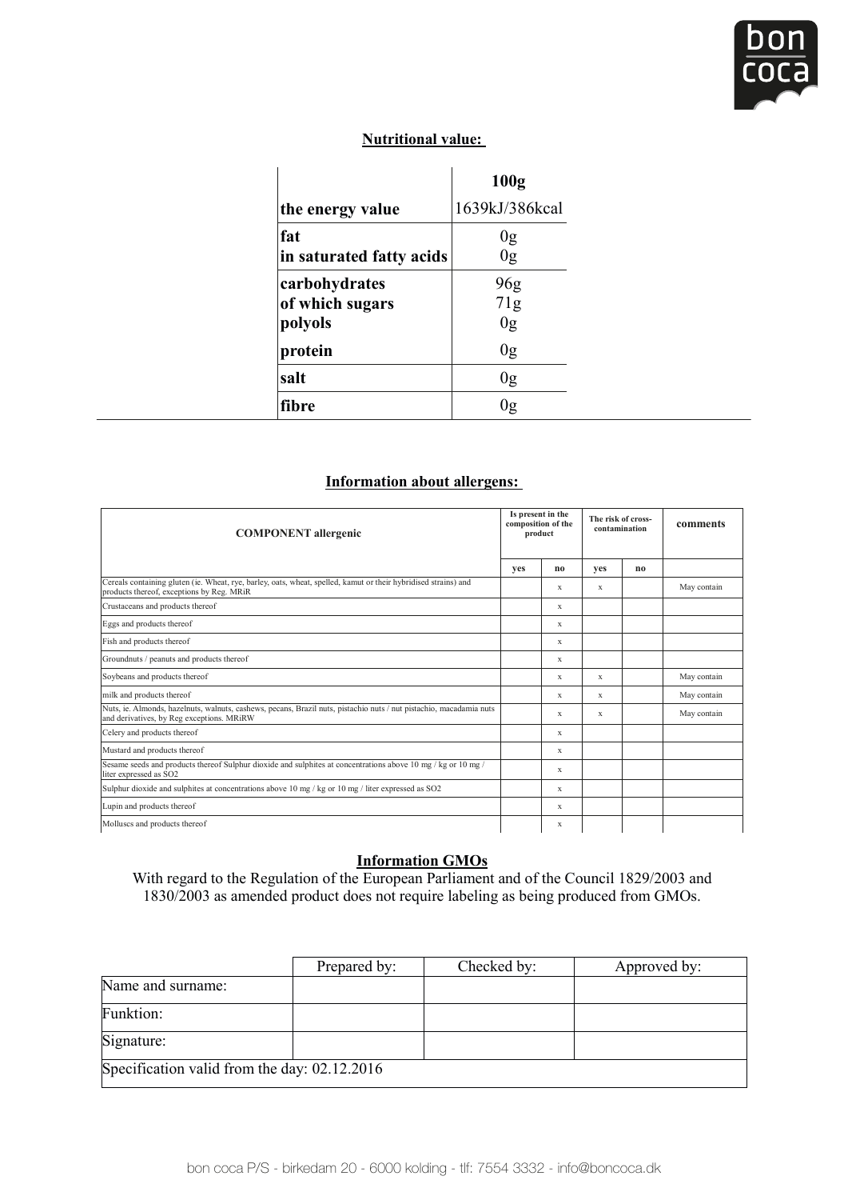**Nutritional value:**

| | 100g |
|---|---|
| the energy value | 1639kJ/386kcal |
| fat | 0g |
| in saturated fatty acids | 0g |
| carbohydrates | 96g |
| of which sugars | 71g |
| polyols | 0g |
| protein | 0g |
| salt | 0g |
| fibre | 0g |

**Information about allergens:**

| COMPONENT allergenic | Is present in the composition of the product | | The risk of cross-contamination | | comments |
|---|---|---|---|---|---|
| | yes | no | yes | no | |
| Cereals containing gluten (ie. Wheat, rye, barley, oats, wheat, spelled, kamut or their hybridised strains) and products thereof, exceptions by Reg. MRiR | | x | x | | May contain |
| Crustaceans and products thereof | | x | | | |
| Eggs and products thereof | | x | | | |
| Fish and products thereof | | x | | | |
| Groundnuts / peanuts and products thereof | | x | | | |
| Soybeans and products thereof | | x | x | | May contain |
| milk and products thereof | | x | x | | May contain |
| Nuts, ie. Almonds, hazelnuts, walnuts, cashews, pecans, Brazil nuts, pistachio nuts / nut pistachio, macadamia nuts and derivatives, by Reg exceptions. MRiRW | | x | x | | May contain |
| Celery and products thereof | | x | | | |
| Mustard and products thereof | | x | | | |
| Sesame seeds and products thereof Sulphur dioxide and sulphites at concentrations above 10 mg / kg or 10 mg / liter expressed as SO2 | | x | | | |
| Sulphur dioxide and sulphites at concentrations above 10 mg / kg or 10 mg / liter expressed as SO2 | | x | | | |
| Lupin and products thereof | | x | | | |
| Molluscs and products thereof | | x | | | |

**Information GMOs**

With regard to the Regulation of the European Parliament and of the Council 1829/2003 and 1830/2003 as amended product does not require labeling as being produced from GMOs.

| | Prepared by: | Checked by: | Approved by: |
|---|---|---|---|
| Name and surname: | | | |
| Funktion: | | | |
| Signature: | | | |
| Specification valid from the day: 02.12.2016 | | | |

bon coca P/S - birkedam 20 - 6000 kolding - tlf: 7554 3332 - info@boncoca.dk